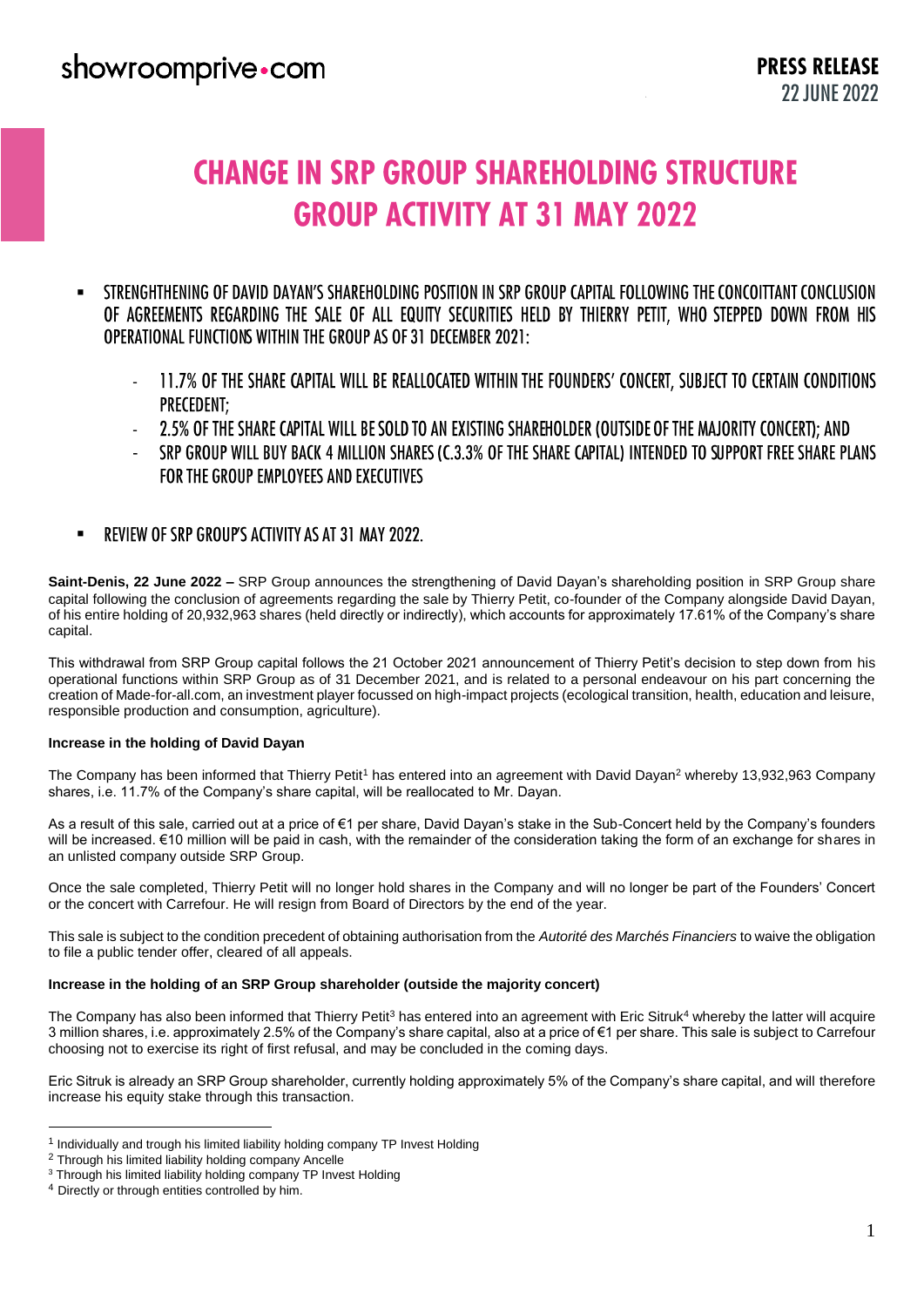showroomprive.com

**PRESS RELEASE**
**22 JUNE 2022**

# CHANGE IN SRP GROUP SHAREHOLDING STRUCTURE GROUP ACTIVITY AT 31 MAY 2022

- STRENGHTHENING OF DAVID DAYAN'S SHAREHOLDING POSITION IN SRP GROUP CAPITAL FOLLOWING THE CONCOITTANT CONCLUSION OF AGREEMENTS REGARDING THE SALE OF ALL EQUITY SECURITIES HELD BY THIERRY PETIT, WHO STEPPED DOWN FROM HIS OPERATIONAL FUNCTIONS WITHIN THE GROUP AS OF 31 DECEMBER 2021:
  - 11.7% OF THE SHARE CAPITAL WILL BE REALLOCATED WITHIN THE FOUNDERS' CONCERT, SUBJECT TO CERTAIN CONDITIONS PRECEDENT;
  - 2.5% OF THE SHARE CAPITAL WILL BE SOLD TO AN EXISTING SHAREHOLDER (OUTSIDE OF THE MAJORITY CONCERT); AND
  - SRP GROUP WILL BUY BACK 4 MILLION SHARES (C.3.3% OF THE SHARE CAPITAL) INTENDED TO SUPPORT FREE SHARE PLANS FOR THE GROUP EMPLOYEES AND EXECUTIVES
- REVIEW OF SRP GROUP'S ACTIVITY AS AT 31 MAY 2022.

**Saint-Denis, 22 June 2022 –** SRP Group announces the strengthening of David Dayan's shareholding position in SRP Group share capital following the conclusion of agreements regarding the sale by Thierry Petit, co-founder of the Company alongside David Dayan, of his entire holding of 20,932,963 shares (held directly or indirectly), which accounts for approximately 17.61% of the Company's share capital.

This withdrawal from SRP Group capital follows the 21 October 2021 announcement of Thierry Petit's decision to step down from his operational functions within SRP Group as of 31 December 2021, and is related to a personal endeavour on his part concerning the creation of Made-for-all.com, an investment player focussed on high-impact projects (ecological transition, health, education and leisure, responsible production and consumption, agriculture).

**Increase in the holding of David Dayan**

The Company has been informed that Thierry Petit[1] has entered into an agreement with David Dayan[2] whereby 13,932,963 Company shares, i.e. 11.7% of the Company's share capital, will be reallocated to Mr. Dayan.

As a result of this sale, carried out at a price of €1 per share, David Dayan's stake in the Sub-Concert held by the Company's founders will be increased. €10 million will be paid in cash, with the remainder of the consideration taking the form of an exchange for shares in an unlisted company outside SRP Group.

Once the sale completed, Thierry Petit will no longer hold shares in the Company and will no longer be part of the Founders' Concert or the concert with Carrefour. He will resign from Board of Directors by the end of the year.

This sale is subject to the condition precedent of obtaining authorisation from the *Autorité des Marchés Financiers* to waive the obligation to file a public tender offer, cleared of all appeals.

**Increase in the holding of an SRP Group shareholder (outside the majority concert)**

The Company has also been informed that Thierry Petit[3] has entered into an agreement with Eric Sitruk[4] whereby the latter will acquire 3 million shares, i.e. approximately 2.5% of the Company's share capital, also at a price of €1 per share. This sale is subject to Carrefour choosing not to exercise its right of first refusal, and may be concluded in the coming days.

Eric Sitruk is already an SRP Group shareholder, currently holding approximately 5% of the Company's share capital, and will therefore increase his equity stake through this transaction.

[1] Individually and trough his limited liability holding company TP Invest Holding
[2] Through his limited liability holding company Ancelle
[3] Through his limited liability holding company TP Invest Holding
[4] Directly or through entities controlled by him.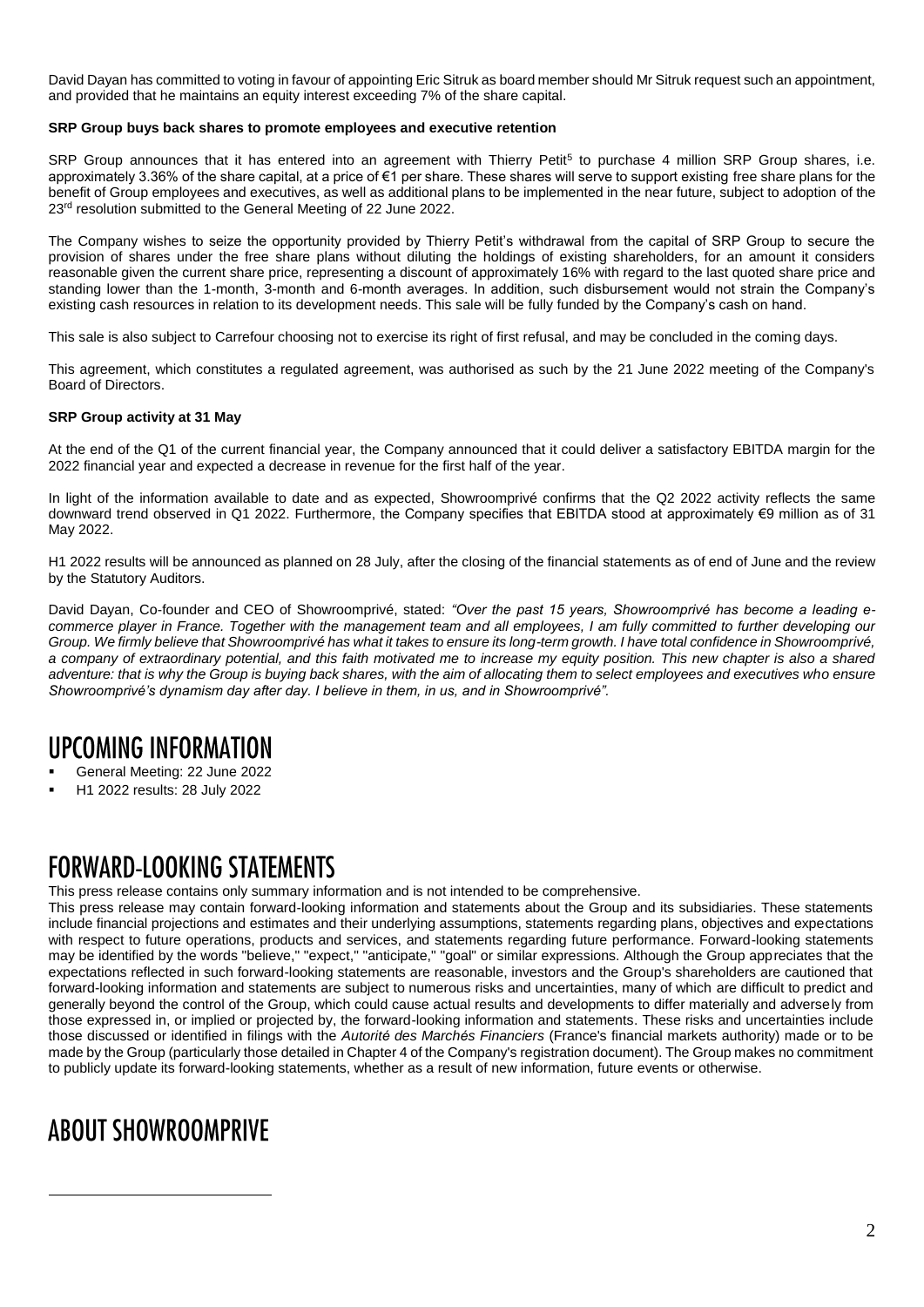David Dayan has committed to voting in favour of appointing Eric Sitruk as board member should Mr Sitruk request such an appointment, and provided that he maintains an equity interest exceeding 7% of the share capital.

**SRP Group buys back shares to promote employees and executive retention**

SRP Group announces that it has entered into an agreement with Thierry Petit[5] to purchase 4 million SRP Group shares, i.e. approximately 3.36% of the share capital, at a price of €1 per share. These shares will serve to support existing free share plans for the benefit of Group employees and executives, as well as additional plans to be implemented in the near future, subject to adoption of the 23rd resolution submitted to the General Meeting of 22 June 2022.

The Company wishes to seize the opportunity provided by Thierry Petit's withdrawal from the capital of SRP Group to secure the provision of shares under the free share plans without diluting the holdings of existing shareholders, for an amount it considers reasonable given the current share price, representing a discount of approximately 16% with regard to the last quoted share price and standing lower than the 1-month, 3-month and 6-month averages. In addition, such disbursement would not strain the Company's existing cash resources in relation to its development needs. This sale will be fully funded by the Company's cash on hand.

This sale is also subject to Carrefour choosing not to exercise its right of first refusal, and may be concluded in the coming days.

This agreement, which constitutes a regulated agreement, was authorised as such by the 21 June 2022 meeting of the Company's Board of Directors.

**SRP Group activity at 31 May**

At the end of the Q1 of the current financial year, the Company announced that it could deliver a satisfactory EBITDA margin for the 2022 financial year and expected a decrease in revenue for the first half of the year.

In light of the information available to date and as expected, Showroomprivé confirms that the Q2 2022 activity reflects the same downward trend observed in Q1 2022. Furthermore, the Company specifies that EBITDA stood at approximately €9 million as of 31 May 2022.

H1 2022 results will be announced as planned on 28 July, after the closing of the financial statements as of end of June and the review by the Statutory Auditors.

David Dayan, Co-founder and CEO of Showroomprivé, stated: *"Over the past 15 years, Showroomprivé has become a leading e-commerce player in France. Together with the management team and all employees, I am fully committed to further developing our Group. We firmly believe that Showroomprivé has what it takes to ensure its long-term growth. I have total confidence in Showroomprivé, a company of extraordinary potential, and this faith motivated me to increase my equity position. This new chapter is also a shared adventure: that is why the Group is buying back shares, with the aim of allocating them to select employees and executives who ensure Showroomprivé's dynamism day after day. I believe in them, in us, and in Showroomprivé".*

# UPCOMING INFORMATION

- General Meeting: 22 June 2022
- H1 2022 results: 28 July 2022

# FORWARD-LOOKING STATEMENTS

This press release contains only summary information and is not intended to be comprehensive.

This press release may contain forward-looking information and statements about the Group and its subsidiaries. These statements include financial projections and estimates and their underlying assumptions, statements regarding plans, objectives and expectations with respect to future operations, products and services, and statements regarding future performance. Forward-looking statements may be identified by the words "believe," "expect," "anticipate," "goal" or similar expressions. Although the Group appreciates that the expectations reflected in such forward-looking statements are reasonable, investors and the Group's shareholders are cautioned that forward-looking information and statements are subject to numerous risks and uncertainties, many of which are difficult to predict and generally beyond the control of the Group, which could cause actual results and developments to differ materially and adversely from those expressed in, or implied or projected by, the forward-looking information and statements. These risks and uncertainties include those discussed or identified in filings with the *Autorité des Marchés Financiers* (France's financial markets authority) made or to be made by the Group (particularly those detailed in Chapter 4 of the Company's registration document). The Group makes no commitment to publicly update its forward-looking statements, whether as a result of new information, future events or otherwise.

# ABOUT SHOWROOMPRIVE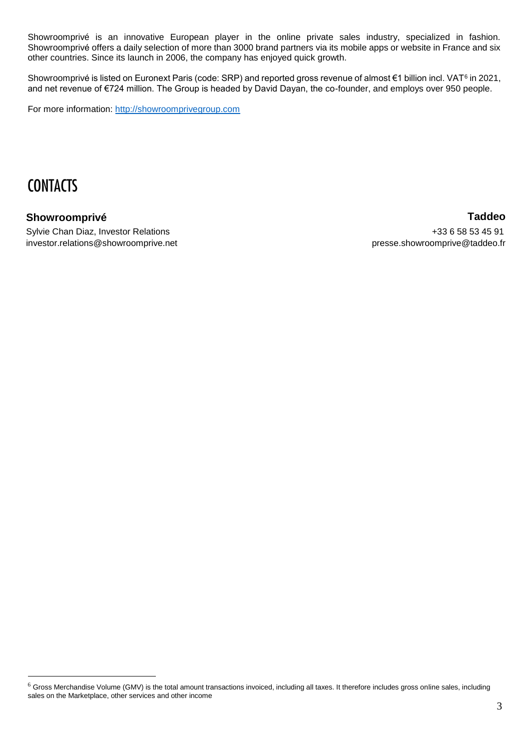Showroomprivé is an innovative European player in the online private sales industry, specialized in fashion. Showroomprivé offers a daily selection of more than 3000 brand partners via its mobile apps or website in France and six other countries. Since its launch in 2006, the company has enjoyed quick growth.

Showroomprivé is listed on Euronext Paris (code: SRP) and reported gross revenue of almost €1 billion incl. VAT[6] in 2021, and net revenue of €724 million. The Group is headed by David Dayan, the co-founder, and employs over 950 people.

For more information: http://showroomprivegroup.com

# CONTACTS

**Showroomprivé**

Sylvie Chan Diaz, Investor Relations
investor.relations@showroomprive.net

**Taddeo**

+33 6 58 53 45 91
presse.showroomprive@taddeo.fr

[6] Gross Merchandise Volume (GMV) is the total amount transactions invoiced, including all taxes. It therefore includes gross online sales, including sales on the Marketplace, other services and other income